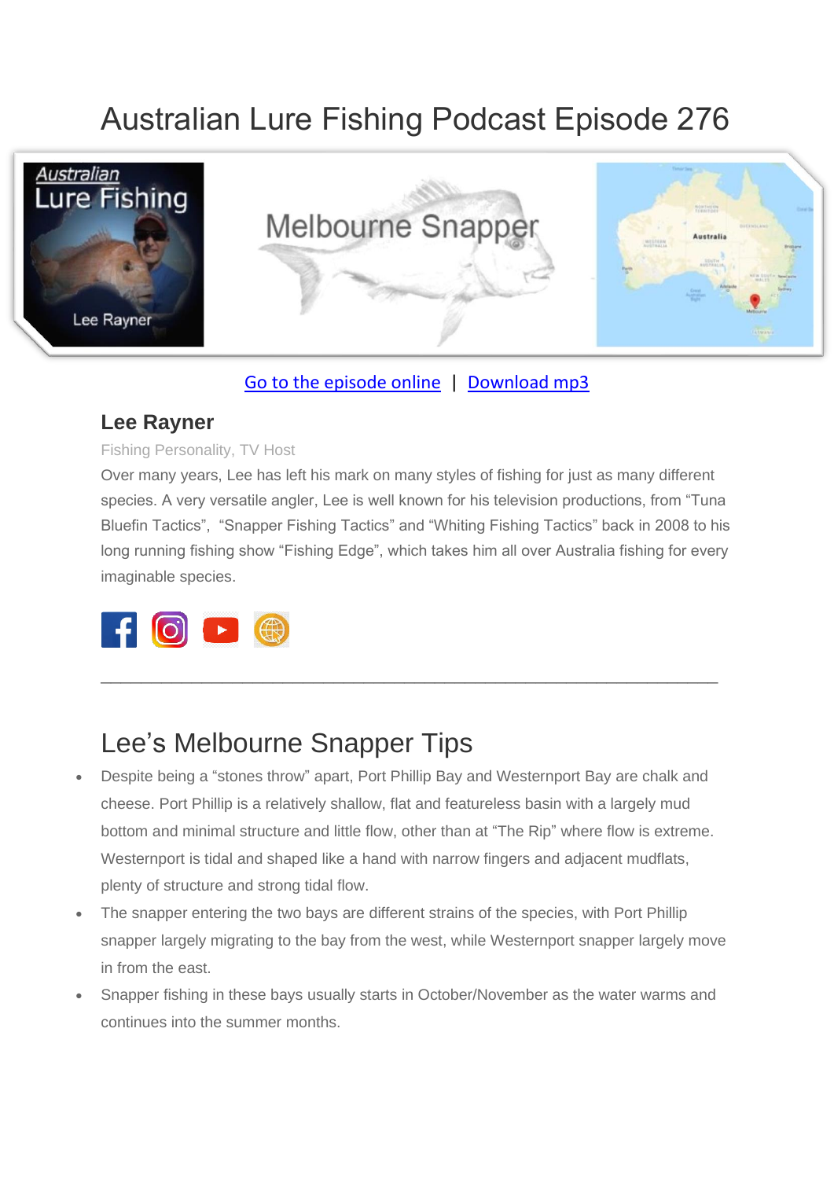# Australian Lure Fishing Podcast Episode 276

Go to the episode online | Download mp3

### Lee Rayner

Fishing Personality, TV Host

Over many years, Lee has left his mark on many styles of fishing for just as many different species. A very versatile angler, Lee is well known for his television productions, from "Tuna Bluefin Tactics", "Snapper Fishing Tactics" and "Whiting Fishing Tactics" back in 2008 to his long running fishing show "Fishing Edge", which takes him all over Australia fishing for every imaginable species.

---

## Lee's Melbourne Snapper Tips

- Despite being a "stones throw" apart, Port Phillip Bay and Westernport Bay are chalk and cheese. Port Phillip is a relatively shallow, flat and featureless basin with a largely mud bottom and minimal structure and little flow, other than at "The Rip" where flow is extreme. Westernport is tidal and shaped like a hand with narrow fingers and adjacent mudflats, plenty of structure and strong tidal flow.
- The snapper entering the two bays are different strains of the species, with Port Phillip snapper largely migrating to the bay from the west, while Westernport snapper largely move in from the east.
- Snapper fishing in these bays usually starts in October/November as the water warms and continues into the summer months.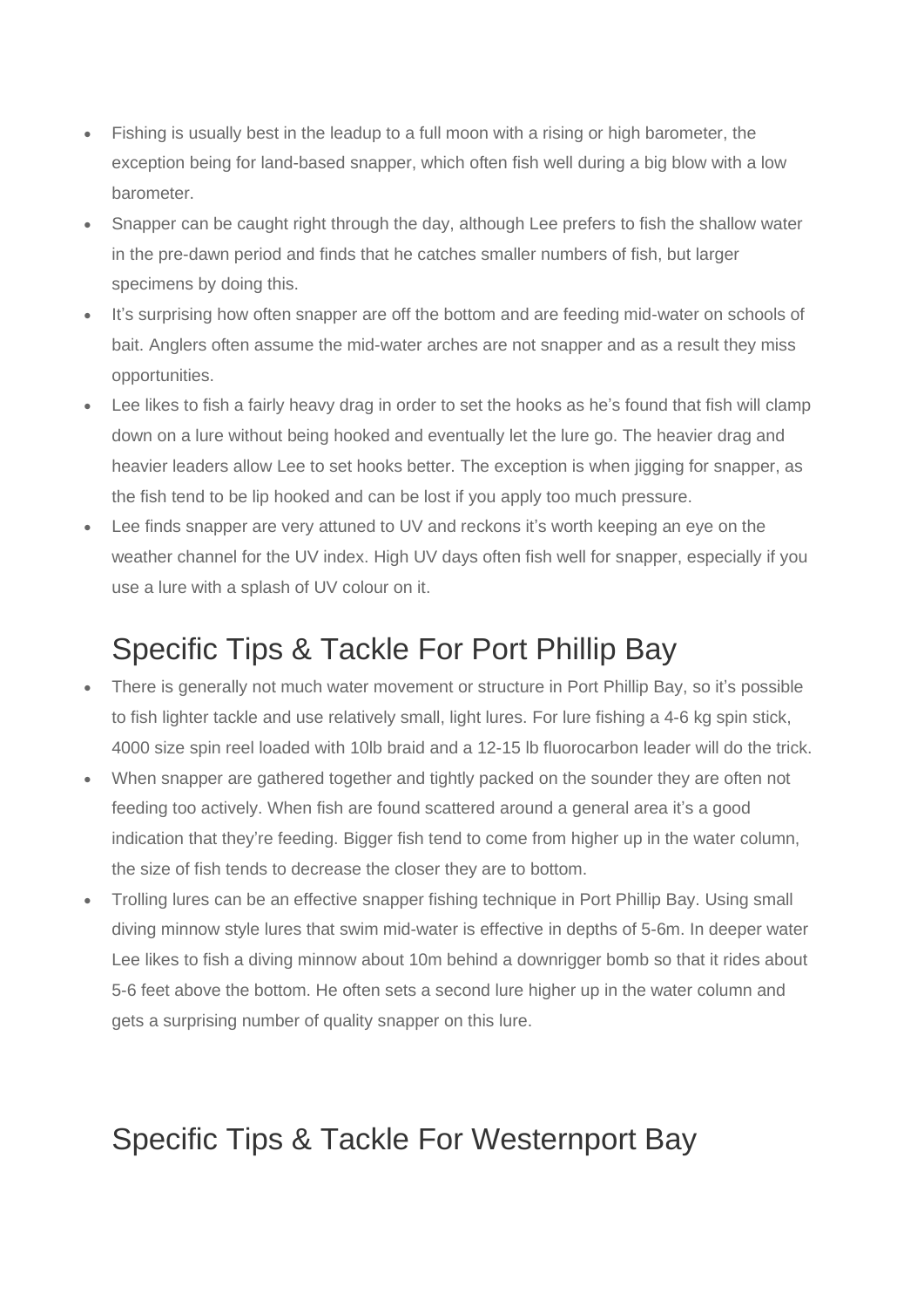- Fishing is usually best in the leadup to a full moon with a rising or high barometer, the exception being for land-based snapper, which often fish well during a big blow with a low barometer.
- Snapper can be caught right through the day, although Lee prefers to fish the shallow water in the pre-dawn period and finds that he catches smaller numbers of fish, but larger specimens by doing this.
- It's surprising how often snapper are off the bottom and are feeding mid-water on schools of bait. Anglers often assume the mid-water arches are not snapper and as a result they miss opportunities.
- Lee likes to fish a fairly heavy drag in order to set the hooks as he's found that fish will clamp down on a lure without being hooked and eventually let the lure go. The heavier drag and heavier leaders allow Lee to set hooks better. The exception is when jigging for snapper, as the fish tend to be lip hooked and can be lost if you apply too much pressure.
- Lee finds snapper are very attuned to UV and reckons it's worth keeping an eye on the weather channel for the UV index. High UV days often fish well for snapper, especially if you use a lure with a splash of UV colour on it.

## Specific Tips & Tackle For Port Phillip Bay

- There is generally not much water movement or structure in Port Phillip Bay, so it's possible to fish lighter tackle and use relatively small, light lures. For lure fishing a 4-6 kg spin stick, 4000 size spin reel loaded with 10lb braid and a 12-15 lb fluorocarbon leader will do the trick.
- When snapper are gathered together and tightly packed on the sounder they are often not feeding too actively. When fish are found scattered around a general area it's a good indication that they're feeding. Bigger fish tend to come from higher up in the water column, the size of fish tends to decrease the closer they are to bottom.
- Trolling lures can be an effective snapper fishing technique in Port Phillip Bay. Using small diving minnow style lures that swim mid-water is effective in depths of 5-6m. In deeper water Lee likes to fish a diving minnow about 10m behind a downrigger bomb so that it rides about 5-6 feet above the bottom. He often sets a second lure higher up in the water column and gets a surprising number of quality snapper on this lure.

## Specific Tips & Tackle For Westernport Bay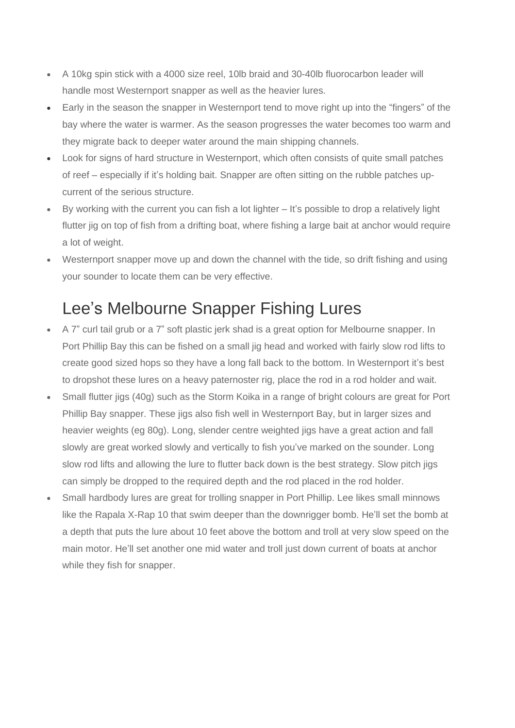- A 10kg spin stick with a 4000 size reel, 10lb braid and 30-40lb fluorocarbon leader will handle most Westernport snapper as well as the heavier lures.
- Early in the season the snapper in Westernport tend to move right up into the "fingers" of the bay where the water is warmer. As the season progresses the water becomes too warm and they migrate back to deeper water around the main shipping channels.
- Look for signs of hard structure in Westernport, which often consists of quite small patches of reef – especially if it's holding bait. Snapper are often sitting on the rubble patches up-current of the serious structure.
- By working with the current you can fish a lot lighter – It's possible to drop a relatively light flutter jig on top of fish from a drifting boat, where fishing a large bait at anchor would require a lot of weight.
- Westernport snapper move up and down the channel with the tide, so drift fishing and using your sounder to locate them can be very effective.

## Lee's Melbourne Snapper Fishing Lures

- A 7" curl tail grub or a 7" soft plastic jerk shad is a great option for Melbourne snapper. In Port Phillip Bay this can be fished on a small jig head and worked with fairly slow rod lifts to create good sized hops so they have a long fall back to the bottom. In Westernport it's best to dropshot these lures on a heavy paternoster rig, place the rod in a rod holder and wait.
- Small flutter jigs (40g) such as the Storm Koika in a range of bright colours are great for Port Phillip Bay snapper. These jigs also fish well in Westernport Bay, but in larger sizes and heavier weights (eg 80g). Long, slender centre weighted jigs have a great action and fall slowly are great worked slowly and vertically to fish you've marked on the sounder. Long slow rod lifts and allowing the lure to flutter back down is the best strategy. Slow pitch jigs can simply be dropped to the required depth and the rod placed in the rod holder.
- Small hardbody lures are great for trolling snapper in Port Phillip. Lee likes small minnows like the Rapala X-Rap 10 that swim deeper than the downrigger bomb. He'll set the bomb at a depth that puts the lure about 10 feet above the bottom and troll at very slow speed on the main motor. He'll set another one mid water and troll just down current of boats at anchor while they fish for snapper.